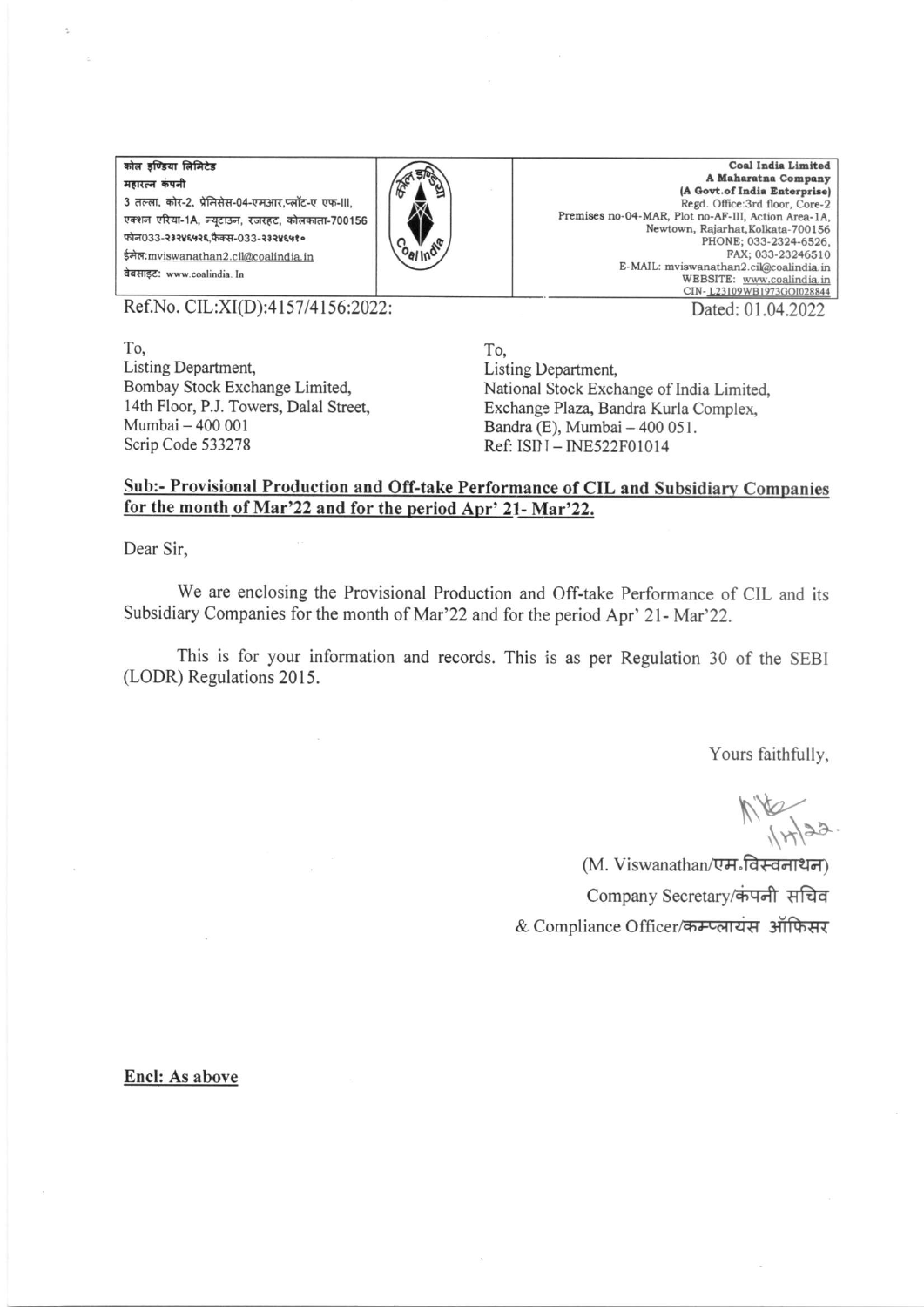| कोल इण्डिया लिमिटेड<br>महारत्न कंपनी<br>3 तल्ला, कोर-2, प्रेमिसेस-04-एमआर,प्लॉट-ए एफ-III,<br>एक्शन एरिया-1A, न्यूटाउन, रजरहट, कोलकाता-700156<br>फोन033-२३२४६५२६,फैक्स-033-२३२४६५१०<br>ईमेल:mviswanathan2.cil@coalindia.in<br>वेबसाइट: www.coalindia.In | | Coal India Limited<br>A Maharatna Company<br>(A Govt.of India Enterprise)<br>Regd. Office:3rd floor, Core-2<br>Premises no-04-MAR, Plot no-AF-III, Action Area-1A,<br>Newtown, Rajarhat,Kolkata-700156<br>PHONE; 033-2324-6526,<br>FAX; 033-23246510<br>E-MAIL: mviswanathan2.cil@coalindia.in<br>WEBSITE: www.coalindia.in<br>CIN- L23109WB1973GOI028844 |
|---|---|---|

Ref.No. CIL:XI(D):4157/4156:2022:

Dated: 01.04.2022

To,
Listing Department,
Bombay Stock Exchange Limited,
14th Floor, P.J. Towers, Dalal Street,
Mumbai – 400 001
Scrip Code 533278

To,
Listing Department,
National Stock Exchange of India Limited,
Exchange Plaza, Bandra Kurla Complex,
Bandra (E), Mumbai – 400 051.
Ref: ISIN – INE522F01014

**Sub:- Provisional Production and Off-take Performance of CIL and Subsidiary Companies for the month of Mar'22 and for the period Apr' 21- Mar'22.**

Dear Sir,

We are enclosing the Provisional Production and Off-take Performance of CIL and its Subsidiary Companies for the month of Mar'22 and for the period Apr' 21- Mar'22.

This is for your information and records. This is as per Regulation 30 of the SEBI (LODR) Regulations 2015.

Yours faithfully,

(M. Viswanathan/एम॰विस्वनाथन)
Company Secretary/कंपनी सचिव
& Compliance Officer/कम्प्लायंस ऑफिसर

**Encl: As above**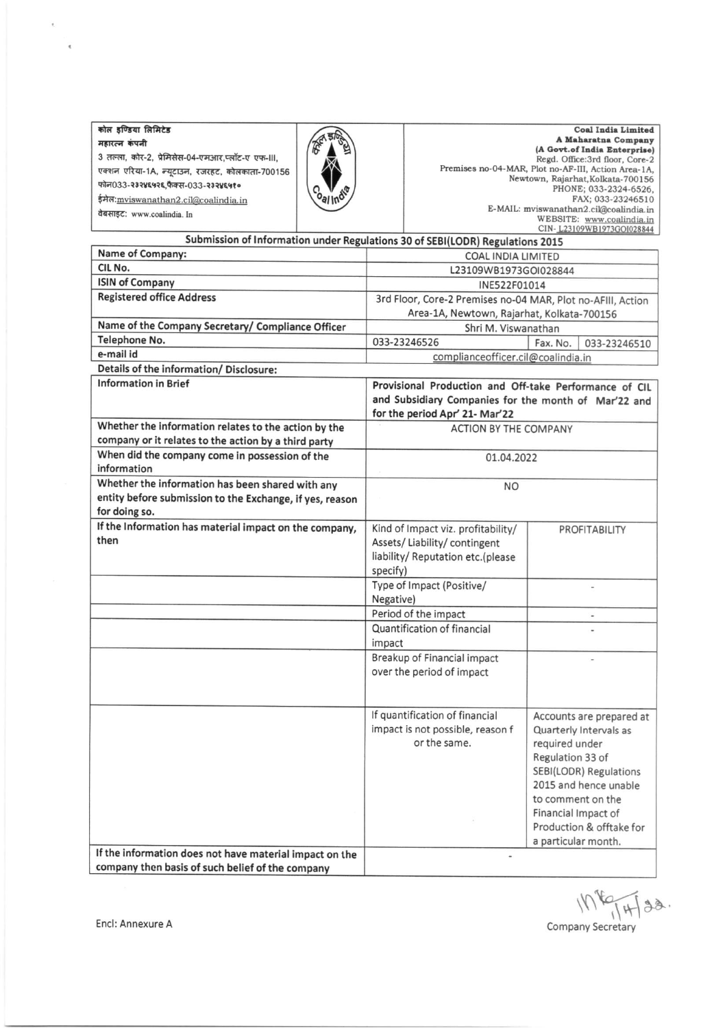| कोल इण्डिया लिमिटेड<br>महारत्न कंपनी<br>3 तल्ला, कोर-2, प्रेमिसेस-04-एमआर,प्लॉट-ए एफ-III,<br>एक्शन एरिया-1A, न्यूटाउन, रजरहट, कोलकाता-700156<br>फोन033-२३२४६५२६,फैक्स-033-२३२४६५१०<br>ईमेल:mviswanathan2.cil@coalindia.in<br>वेबसाइट: www.coalindia. In | Coal India Limited<br>A Maharatna Company<br>(A Govt.of India Enterprise)<br>Regd. Office:3rd floor, Core-2<br>Premises no-04-MAR, Plot no-AF-III, Action Area-1A,<br>Newtown, Rajarhat,Kolkata-700156<br>PHONE; 033-2324-6526,<br>FAX; 033-23246510<br>E-MAIL: mviswanathan2.cil@coalindia.in<br>WEBSITE: www.coalindia.in<br>CIN- L23109WB1973GOI028844 |
|---|---|

## Submission of Information under Regulations 30 of SEBI(LODR) Regulations 2015

| Name of Company: | COAL INDIA LIMITED | | |
|---|---|---|---|
| CIL No. | L23109WB1973GOI028844 | | |
| ISIN of Company | INE522F01014 | | |
| Registered office Address | 3rd Floor, Core-2 Premises no-04 MAR, Plot no-AFIII, Action Area-1A, Newtown, Rajarhat, Kolkata-700156 | | |
| Name of the Company Secretary/ Compliance Officer | Shri M. Viswanathan | | |
| Telephone No. | 033-23246526 | Fax. No. | 033-23246510 |
| e-mail id | complianceofficer.cil@coalindia.in | | |
| **Details of the information/ Disclosure:** | | | |
| Information in Brief | Provisional Production and Off-take Performance of CIL and Subsidiary Companies for the month of Mar'22 and for the period Apr' 21- Mar'22 | | |
| Whether the information relates to the action by the company or it relates to the action by a third party | ACTION BY THE COMPANY | | |
| When did the company come in possession of the information | 01.04.2022 | | |
| Whether the information has been shared with any entity before submission to the Exchange, if yes, reason for doing so. | NO | | |
| If the Information has material impact on the company, then | Kind of Impact viz. profitability/ Assets/ Liability/ contingent liability/ Reputation etc.(please specify) | PROFITABILITY | |
| | Type of Impact (Positive/ Negative) | - | |
| | Period of the impact | - | |
| | Quantification of financial impact | - | |
| | Breakup of Financial impact over the period of impact | - | |
| | If quantification of financial impact is not possible, reason f or the same. | Accounts are prepared at Quarterly Intervals as required under Regulation 33 of SEBI(LODR) Regulations 2015 and hence unable to comment on the Financial Impact of Production & offtake for a particular month. | |
| If the information does not have material impact on the company then basis of such belief of the company | - | | |

Encl: Annexure A

Company Secretary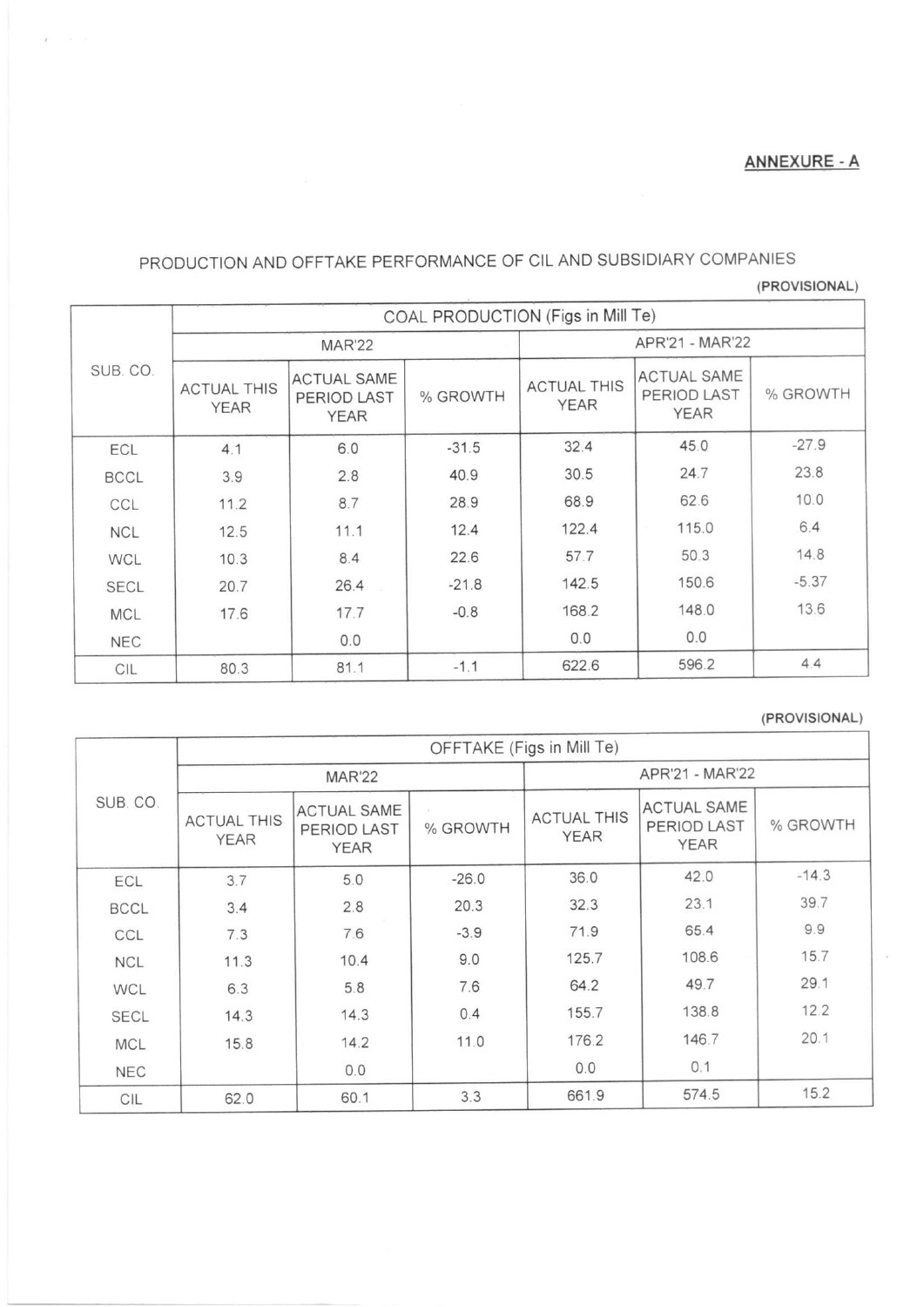## ANNEXURE - A

PRODUCTION AND OFFTAKE PERFORMANCE OF CIL AND SUBSIDIARY COMPANIES

(PROVISIONAL)

| SUB. CO. | COAL PRODUCTION (Figs in Mill Te) | | | | | |
|---|---|---|---|---|---|---|
| | MAR'22 | | | APR'21 - MAR'22 | | |
| | ACTUAL THIS YEAR | ACTUAL SAME PERIOD LAST YEAR | % GROWTH | ACTUAL THIS YEAR | ACTUAL SAME PERIOD LAST YEAR | % GROWTH |
| ECL | 4.1 | 6.0 | -31.5 | 32.4 | 45.0 | -27.9 |
| BCCL | 3.9 | 2.8 | 40.9 | 30.5 | 24.7 | 23.8 |
| CCL | 11.2 | 8.7 | 28.9 | 68.9 | 62.6 | 10.0 |
| NCL | 12.5 | 11.1 | 12.4 | 122.4 | 115.0 | 6.4 |
| WCL | 10.3 | 8.4 | 22.6 | 57.7 | 50.3 | 14.8 |
| SECL | 20.7 | 26.4 | -21.8 | 142.5 | 150.6 | -5.37 |
| MCL | 17.6 | 17.7 | -0.8 | 168.2 | 148.0 | 13.6 |
| NEC | | 0.0 | | 0.0 | 0.0 | |
| CIL | 80.3 | 81.1 | -1.1 | 622.6 | 596.2 | 4.4 |

(PROVISIONAL)

| SUB. CO. | OFFTAKE (Figs in Mill Te) | | | | | |
|---|---|---|---|---|---|---|
| | MAR'22 | | | APR'21 - MAR'22 | | |
| | ACTUAL THIS YEAR | ACTUAL SAME PERIOD LAST YEAR | % GROWTH | ACTUAL THIS YEAR | ACTUAL SAME PERIOD LAST YEAR | % GROWTH |
| ECL | 3.7 | 5.0 | -26.0 | 36.0 | 42.0 | -14.3 |
| BCCL | 3.4 | 2.8 | 20.3 | 32.3 | 23.1 | 39.7 |
| CCL | 7.3 | 7.6 | -3.9 | 71.9 | 65.4 | 9.9 |
| NCL | 11.3 | 10.4 | 9.0 | 125.7 | 108.6 | 15.7 |
| WCL | 6.3 | 5.8 | 7.6 | 64.2 | 49.7 | 29.1 |
| SECL | 14.3 | 14.3 | 0.4 | 155.7 | 138.8 | 12.2 |
| MCL | 15.8 | 14.2 | 11.0 | 176.2 | 146.7 | 20.1 |
| NEC | | 0.0 | | 0.0 | 0.1 | |
| CIL | 62.0 | 60.1 | 3.3 | 661.9 | 574.5 | 15.2 |